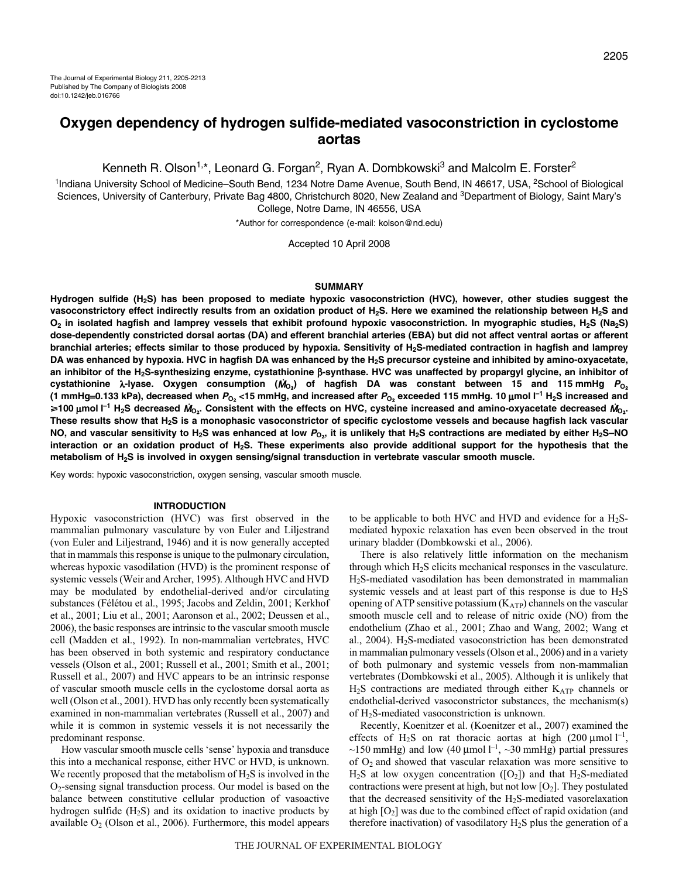The Journal of Experimental Biology 211, 2205-2213
Published by The Company of Biologists 2008
doi:10.1242/jeb.016766

# Oxygen dependency of hydrogen sulfide-mediated vasoconstriction in cyclostome aortas

Kenneth R. Olson[1,*], Leonard G. Forgan[2], Ryan A. Dombkowski[3] and Malcolm E. Forster[2]

[1]Indiana University School of Medicine–South Bend, 1234 Notre Dame Avenue, South Bend, IN 46617, USA, [2]School of Biological Sciences, University of Canterbury, Private Bag 4800, Christchurch 8020, New Zealand and [3]Department of Biology, Saint Mary's College, Notre Dame, IN 46556, USA

*Author for correspondence (e-mail: kolson@nd.edu)

Accepted 10 April 2008

## SUMMARY

**Hydrogen sulfide ($H_2S$) has been proposed to mediate hypoxic vasoconstriction (HVC), however, other studies suggest the vasoconstrictory effect indirectly results from an oxidation product of $H_2S$. Here we examined the relationship between $H_2S$ and $O_2$ in isolated hagfish and lamprey vessels that exhibit profound hypoxic vasoconstriction. In myographic studies, $H_2S$ ($Na_2S$) dose-dependently constricted dorsal aortas (DA) and efferent branchial arteries (EBA) but did not affect ventral aortas or afferent branchial arteries; effects similar to those produced by hypoxia. Sensitivity of $H_2S$-mediated contraction in hagfish and lamprey DA was enhanced by hypoxia. HVC in hagfish DA was enhanced by the $H_2S$ precursor cysteine and inhibited by amino-oxyacetate, an inhibitor of the $H_2S$-synthesizing enzyme, cystathionine β-synthase. HVC was unaffected by propargyl glycine, an inhibitor of cystathionine λ-lyase. Oxygen consumption ($\dot{M}_{O_2}$) of hagfish DA was constant between 15 and 115 mmHg $P_{O_2}$ (1 mmHg=0.133 kPa), decreased when $P_{O_2}$ <15 mmHg, and increased after $P_{O_2}$ exceeded 115 mmHg. 10 μmol $l^{-1}$ $H_2S$ increased and ≥100 μmol $l^{-1}$ $H_2S$ decreased $\dot{M}_{O_2}$. Consistent with the effects on HVC, cysteine increased and amino-oxyacetate decreased $\dot{M}_{O_2}$. These results show that $H_2S$ is a monophasic vasoconstrictor of specific cyclostome vessels and because hagfish lack vascular NO, and vascular sensitivity to $H_2S$ was enhanced at low $P_{O_2}$, it is unlikely that $H_2S$ contractions are mediated by either $H_2S$–NO interaction or an oxidation product of $H_2S$. These experiments also provide additional support for the hypothesis that the metabolism of $H_2S$ is involved in oxygen sensing/signal transduction in vertebrate vascular smooth muscle.**

Key words: hypoxic vasoconstriction, oxygen sensing, vascular smooth muscle.

## INTRODUCTION

Hypoxic vasoconstriction (HVC) was first observed in the mammalian pulmonary vasculature by von Euler and Liljestrand (von Euler and Liljestrand, 1946) and it is now generally accepted that in mammals this response is unique to the pulmonary circulation, whereas hypoxic vasodilation (HVD) is the prominent response of systemic vessels (Weir and Archer, 1995). Although HVC and HVD may be modulated by endothelial-derived and/or circulating substances (Félétou et al., 1995; Jacobs and Zeldin, 2001; Kerkhof et al., 2001; Liu et al., 2001; Aaronson et al., 2002; Deussen et al., 2006), the basic responses are intrinsic to the vascular smooth muscle cell (Madden et al., 1992). In non-mammalian vertebrates, HVC has been observed in both systemic and respiratory conductance vessels (Olson et al., 2001; Russell et al., 2001; Smith et al., 2001; Russell et al., 2007) and HVC appears to be an intrinsic response of vascular smooth muscle cells in the cyclostome dorsal aorta as well (Olson et al., 2001). HVD has only recently been systematically examined in non-mammalian vertebrates (Russell et al., 2007) and while it is common in systemic vessels it is not necessarily the predominant response.

How vascular smooth muscle cells 'sense' hypoxia and transduce this into a mechanical response, either HVC or HVD, is unknown. We recently proposed that the metabolism of $H_2S$ is involved in the $O_2$-sensing signal transduction process. Our model is based on the balance between constitutive cellular production of vasoactive hydrogen sulfide ($H_2S$) and its oxidation to inactive products by available $O_2$ (Olson et al., 2006). Furthermore, this model appears to be applicable to both HVC and HVD and evidence for a $H_2S$-mediated hypoxic relaxation has even been observed in the trout urinary bladder (Dombkowski et al., 2006).

There is also relatively little information on the mechanism through which $H_2S$ elicits mechanical responses in the vasculature. $H_2S$-mediated vasodilation has been demonstrated in mammalian systemic vessels and at least part of this response is due to $H_2S$ opening of ATP sensitive potassium ($K_{ATP}$) channels on the vascular smooth muscle cell and to release of nitric oxide (NO) from the endothelium (Zhao et al., 2001; Zhao and Wang, 2002; Wang et al., 2004). $H_2S$-mediated vasoconstriction has been demonstrated in mammalian pulmonary vessels (Olson et al., 2006) and in a variety of both pulmonary and systemic vessels from non-mammalian vertebrates (Dombkowski et al., 2005). Although it is unlikely that $H_2S$ contractions are mediated through either $K_{ATP}$ channels or endothelial-derived vasoconstrictor substances, the mechanism(s) of $H_2S$-mediated vasoconstriction is unknown.

Recently, Koenitzer et al. (Koenitzer et al., 2007) examined the effects of $H_2S$ on rat thoracic aortas at high (200 μmol $l^{-1}$, ~150 mmHg) and low (40 μmol $l^{-1}$, ~30 mmHg) partial pressures of $O_2$ and showed that vascular relaxation was more sensitive to $H_2S$ at low oxygen concentration ($[O_2]$) and that $H_2S$-mediated contractions were present at high, but not low $[O_2]$. They postulated that the decreased sensitivity of the $H_2S$-mediated vasorelaxation at high $[O_2]$ was due to the combined effect of rapid oxidation (and therefore inactivation) of vasodilatory $H_2S$ plus the generation of a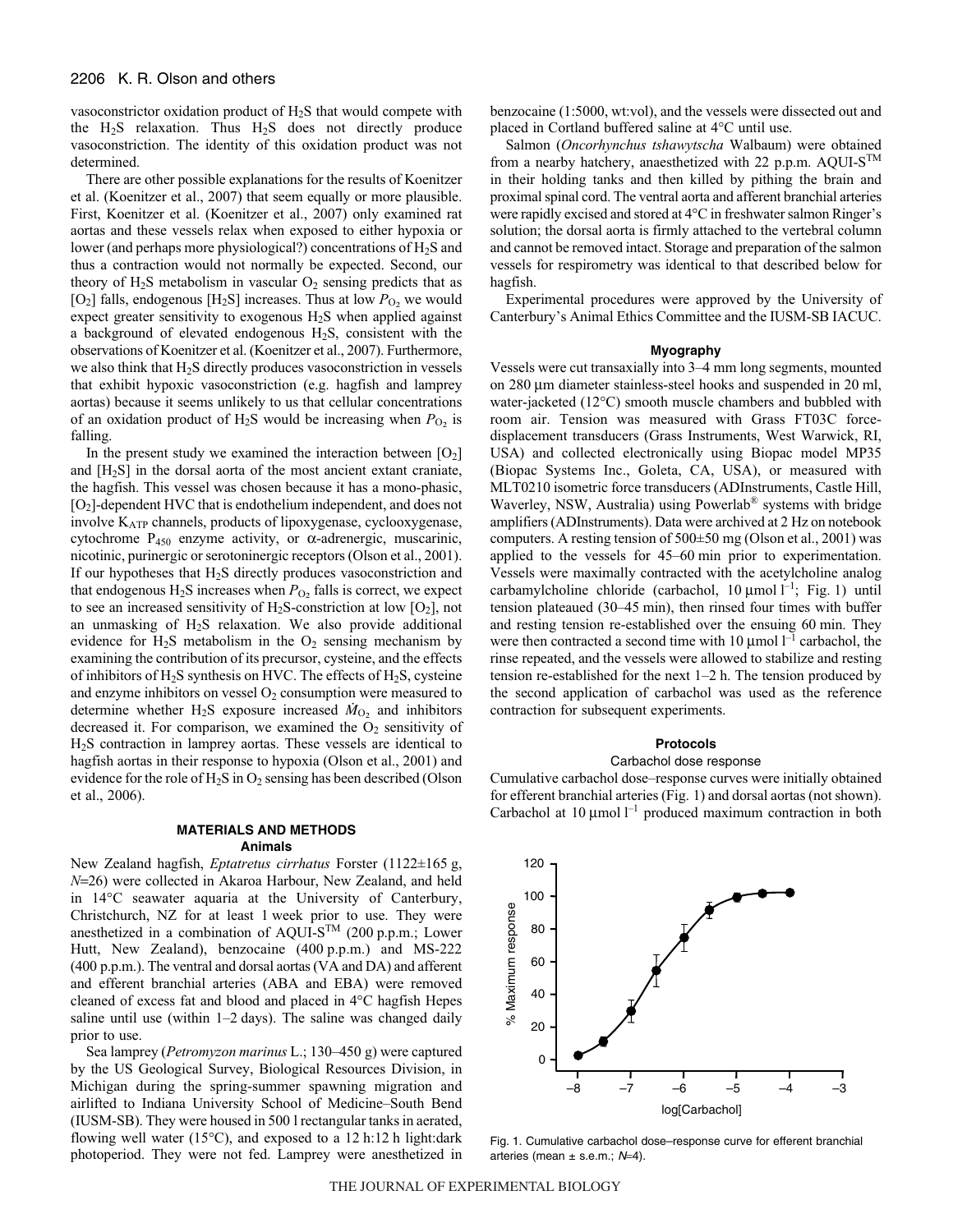vasoconstrictor oxidation product of $H_2S$ that would compete with the $H_2S$ relaxation. Thus $H_2S$ does not directly produce vasoconstriction. The identity of this oxidation product was not determined.

There are other possible explanations for the results of Koenitzer et al. (Koenitzer et al., 2007) that seem equally or more plausible. First, Koenitzer et al. (Koenitzer et al., 2007) only examined rat aortas and these vessels relax when exposed to either hypoxia or lower (and perhaps more physiological?) concentrations of $H_2S$ and thus a contraction would not normally be expected. Second, our theory of $H_2S$ metabolism in vascular $O_2$ sensing predicts that as $[O_2]$ falls, endogenous $[H_2S]$ increases. Thus at low $P_{O_2}$ we would expect greater sensitivity to exogenous $H_2S$ when applied against a background of elevated endogenous $H_2S$, consistent with the observations of Koenitzer et al. (Koenitzer et al., 2007). Furthermore, we also think that $H_2S$ directly produces vasoconstriction in vessels that exhibit hypoxic vasoconstriction (e.g. hagfish and lamprey aortas) because it seems unlikely to us that cellular concentrations of an oxidation product of $H_2S$ would be increasing when $P_{O_2}$ is falling.

In the present study we examined the interaction between $[O_2]$ and $[H_2S]$ in the dorsal aorta of the most ancient extant craniate, the hagfish. This vessel was chosen because it has a mono-phasic, $[O_2]$-dependent HVC that is endothelium independent, and does not involve $K_{ATP}$ channels, products of lipoxygenase, cyclooxygenase, cytochrome $P_{450}$ enzyme activity, or α-adrenergic, muscarinic, nicotinic, purinergic or serotoninergic receptors (Olson et al., 2001). If our hypotheses that $H_2S$ directly produces vasoconstriction and that endogenous $H_2S$ increases when $P_{O_2}$ falls is correct, we expect to see an increased sensitivity of $H_2S$-constriction at low $[O_2]$, not an unmasking of $H_2S$ relaxation. We also provide additional evidence for $H_2S$ metabolism in the $O_2$ sensing mechanism by examining the contribution of its precursor, cysteine, and the effects of inhibitors of $H_2S$ synthesis on HVC. The effects of $H_2S$, cysteine and enzyme inhibitors on vessel $O_2$ consumption were measured to determine whether $H_2S$ exposure increased $\dot{M}_{O_2}$ and inhibitors decreased it. For comparison, we examined the $O_2$ sensitivity of $H_2S$ contraction in lamprey aortas. These vessels are identical to hagfish aortas in their response to hypoxia (Olson et al., 2001) and evidence for the role of $H_2S$ in $O_2$ sensing has been described (Olson et al., 2006).

## MATERIALS AND METHODS

### Animals

New Zealand hagfish, *Eptatretus cirrhatus* Forster (1122±165 g, *N*=26) were collected in Akaroa Harbour, New Zealand, and held in 14°C seawater aquaria at the University of Canterbury, Christchurch, NZ for at least 1 week prior to use. They were anesthetized in a combination of AQUI-S™ (200 p.p.m.; Lower Hutt, New Zealand), benzocaine (400 p.p.m.) and MS-222 (400 p.p.m.). The ventral and dorsal aortas (VA and DA) and afferent and efferent branchial arteries (ABA and EBA) were removed cleaned of excess fat and blood and placed in 4°C hagfish Hepes saline until use (within 1–2 days). The saline was changed daily prior to use.

Sea lamprey (*Petromyzon marinus* L.; 130–450 g) were captured by the US Geological Survey, Biological Resources Division, in Michigan during the spring-summer spawning migration and airlifted to Indiana University School of Medicine–South Bend (IUSM-SB). They were housed in 500 l rectangular tanks in aerated, flowing well water (15°C), and exposed to a 12 h:12 h light:dark photoperiod. They were not fed. Lamprey were anesthetized in benzocaine (1:5000, wt:vol), and the vessels were dissected out and placed in Cortland buffered saline at 4°C until use.

Salmon (*Oncorhynchus tshawytscha* Walbaum) were obtained from a nearby hatchery, anaesthetized with 22 p.p.m. AQUI-S™ in their holding tanks and then killed by pithing the brain and proximal spinal cord. The ventral aorta and afferent branchial arteries were rapidly excised and stored at 4°C in freshwater salmon Ringer's solution; the dorsal aorta is firmly attached to the vertebral column and cannot be removed intact. Storage and preparation of the salmon vessels for respirometry was identical to that described below for hagfish.

Experimental procedures were approved by the University of Canterbury's Animal Ethics Committee and the IUSM-SB IACUC.

### Myography

Vessels were cut transaxially into 3–4 mm long segments, mounted on 280 μm diameter stainless-steel hooks and suspended in 20 ml, water-jacketed (12°C) smooth muscle chambers and bubbled with room air. Tension was measured with Grass FT03C force-displacement transducers (Grass Instruments, West Warwick, RI, USA) and collected electronically using Biopac model MP35 (Biopac Systems Inc., Goleta, CA, USA), or measured with MLT0210 isometric force transducers (ADInstruments, Castle Hill, Waverley, NSW, Australia) using Powerlab® systems with bridge amplifiers (ADInstruments). Data were archived at 2 Hz on notebook computers. A resting tension of 500±50 mg (Olson et al., 2001) was applied to the vessels for 45–60 min prior to experimentation. Vessels were maximally contracted with the acetylcholine analog carbamylcholine chloride (carbachol, 10 μmol $l^{-1}$; Fig. 1) until tension plateaued (30–45 min), then rinsed four times with buffer and resting tension re-established over the ensuing 60 min. They were then contracted a second time with 10 μmol $l^{-1}$ carbachol, the rinse repeated, and the vessels were allowed to stabilize and resting tension re-established for the next 1–2 h. The tension produced by the second application of carbachol was used as the reference contraction for subsequent experiments.

### Protocols

#### Carbachol dose response

Cumulative carbachol dose–response curves were initially obtained for efferent branchial arteries (Fig. 1) and dorsal aortas (not shown). Carbachol at 10 μmol $l^{-1}$ produced maximum contraction in both

Fig. 1. Cumulative carbachol dose–response curve for efferent branchial arteries (mean ± s.e.m.; *N*=4).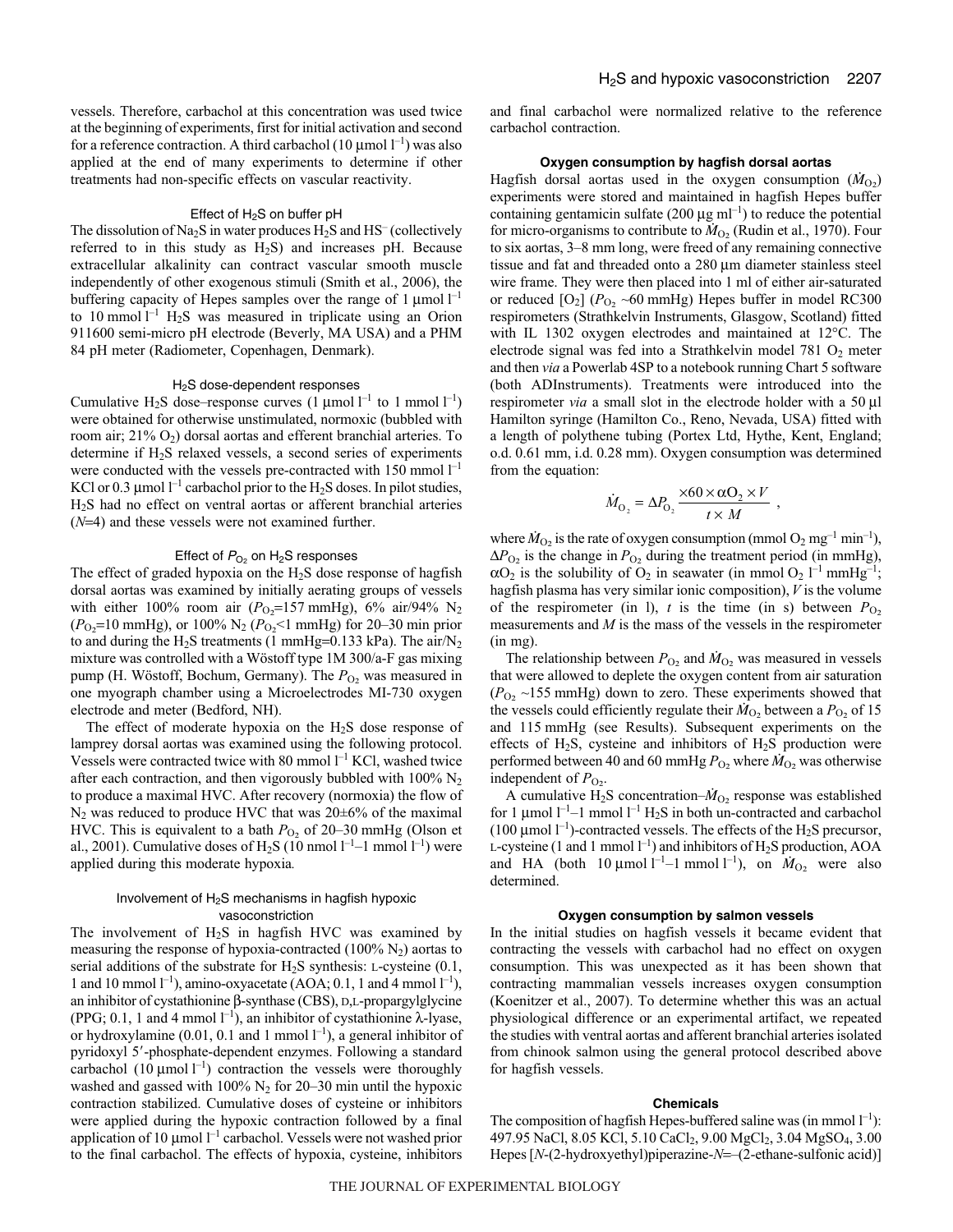vessels. Therefore, carbachol at this concentration was used twice at the beginning of experiments, first for initial activation and second for a reference contraction. A third carbachol (10 μmol $l^{-1}$) was also applied at the end of many experiments to determine if other treatments had non-specific effects on vascular reactivity.

### Effect of $H_2S$ on buffer pH

The dissolution of $Na_2S$ in water produces $H_2S$ and $HS^-$ (collectively referred to in this study as $H_2S$) and increases pH. Because extracellular alkalinity can contract vascular smooth muscle independently of other exogenous stimuli (Smith et al., 2006), the buffering capacity of Hepes samples over the range of 1 μmol $l^{-1}$ to 10 mmol $l^{-1}$ $H_2S$ was measured in triplicate using an Orion 911600 semi-micro pH electrode (Beverly, MA USA) and a PHM 84 pH meter (Radiometer, Copenhagen, Denmark).

### $H_2S$ dose-dependent responses

Cumulative $H_2S$ dose–response curves (1 μmol $l^{-1}$ to 1 mmol $l^{-1}$) were obtained for otherwise unstimulated, normoxic (bubbled with room air; 21% $O_2$) dorsal aortas and efferent branchial arteries. To determine if $H_2S$ relaxed vessels, a second series of experiments were conducted with the vessels pre-contracted with 150 mmol $l^{-1}$ KCl or 0.3 μmol $l^{-1}$ carbachol prior to the $H_2S$ doses. In pilot studies, $H_2S$ had no effect on ventral aortas or afferent branchial arteries ($N$=4) and these vessels were not examined further.

### Effect of $P_{O_2}$ on $H_2S$ responses

The effect of graded hypoxia on the $H_2S$ dose response of hagfish dorsal aortas was examined by initially aerating groups of vessels with either 100% room air ($P_{O_2}$=157 mmHg), 6% air/94% $N_2$ ($P_{O_2}$=10 mmHg), or 100% $N_2$ ($P_{O_2}$<1 mmHg) for 20–30 min prior to and during the $H_2S$ treatments (1 mmHg=0.133 kPa). The air/$N_2$ mixture was controlled with a Wöstoff type 1M 300/a-F gas mixing pump (H. Wöstoff, Bochum, Germany). The $P_{O_2}$ was measured in one myograph chamber using a Microelectrodes MI-730 oxygen electrode and meter (Bedford, NH).

The effect of moderate hypoxia on the $H_2S$ dose response of lamprey dorsal aortas was examined using the following protocol. Vessels were contracted twice with 80 mmol $l^{-1}$ KCl, washed twice after each contraction, and then vigorously bubbled with 100% $N_2$ to produce a maximal HVC. After recovery (normoxia) the flow of $N_2$ was reduced to produce HVC that was 20±6% of the maximal HVC. This is equivalent to a bath $P_{O_2}$ of 20–30 mmHg (Olson et al., 2001). Cumulative doses of $H_2S$ (10 nmol $l^{-1}$–1 mmol $l^{-1}$) were applied during this moderate hypoxia.

### Involvement of $H_2S$ mechanisms in hagfish hypoxic vasoconstriction

The involvement of $H_2S$ in hagfish HVC was examined by measuring the response of hypoxia-contracted (100% $N_2$) aortas to serial additions of the substrate for $H_2S$ synthesis: L-cysteine (0.1, 1 and 10 mmol $l^{-1}$), amino-oxyacetate (AOA; 0.1, 1 and 4 mmol $l^{-1}$), an inhibitor of cystathionine β-synthase (CBS), D,L-propargylglycine (PPG; 0.1, 1 and 4 mmol $l^{-1}$), an inhibitor of cystathionine λ-lyase, or hydroxylamine (0.01, 0.1 and 1 mmol $l^{-1}$), a general inhibitor of pyridoxyl 5′-phosphate-dependent enzymes. Following a standard carbachol (10 μmol $l^{-1}$) contraction the vessels were thoroughly washed and gassed with 100% $N_2$ for 20–30 min until the hypoxic contraction stabilized. Cumulative doses of cysteine or inhibitors were applied during the hypoxic contraction followed by a final application of 10 μmol $l^{-1}$ carbachol. Vessels were not washed prior to the final carbachol. The effects of hypoxia, cysteine, inhibitors and final carbachol were normalized relative to the reference carbachol contraction.

### Oxygen consumption by hagfish dorsal aortas

Hagfish dorsal aortas used in the oxygen consumption ($\dot{M}_{O_2}$) experiments were stored and maintained in hagfish Hepes buffer containing gentamicin sulfate (200 μg $ml^{-1}$) to reduce the potential for micro-organisms to contribute to $\dot{M}_{O_2}$ (Rudin et al., 1970). Four to six aortas, 3–8 mm long, were freed of any remaining connective tissue and fat and threaded onto a 280 μm diameter stainless steel wire frame. They were then placed into 1 ml of either air-saturated or reduced [$O_2$] ($P_{O_2}$ ~60 mmHg) Hepes buffer in model RC300 respirometers (Strathkelvin Instruments, Glasgow, Scotland) fitted with IL 1302 oxygen electrodes and maintained at 12°C. The electrode signal was fed into a Strathkelvin model 781 $O_2$ meter and then *via* a Powerlab 4SP to a notebook running Chart 5 software (both ADInstruments). Treatments were introduced into the respirometer *via* a small slot in the electrode holder with a 50 μl Hamilton syringe (Hamilton Co., Reno, Nevada, USA) fitted with a length of polythene tubing (Portex Ltd, Hythe, Kent, England; o.d. 0.61 mm, i.d. 0.28 mm). Oxygen consumption was determined from the equation:

$$\dot{M}_{O_2} = \Delta P_{O_2} \frac{\times 60 \times \alpha O_2 \times V}{t \times M} ,$$

where $\dot{M}_{O_2}$ is the rate of oxygen consumption (mmol $O_2$ $mg^{-1}$ $min^{-1}$), $\Delta P_{O_2}$ is the change in $P_{O_2}$ during the treatment period (in mmHg), $\alpha O_2$ is the solubility of $O_2$ in seawater (in mmol $O_2$ $l^{-1}$ $mmHg^{-1}$; hagfish plasma has very similar ionic composition), $V$ is the volume of the respirometer (in l), $t$ is the time (in s) between $P_{O_2}$ measurements and $M$ is the mass of the vessels in the respirometer (in mg).

The relationship between $P_{O_2}$ and $\dot{M}_{O_2}$ was measured in vessels that were allowed to deplete the oxygen content from air saturation ($P_{O_2}$ ~155 mmHg) down to zero. These experiments showed that the vessels could efficiently regulate their $\dot{M}_{O_2}$ between a $P_{O_2}$ of 15 and 115 mmHg (see Results). Subsequent experiments on the effects of $H_2S$, cysteine and inhibitors of $H_2S$ production were performed between 40 and 60 mmHg $P_{O_2}$ where $\dot{M}_{O_2}$ was otherwise independent of $P_{O_2}$.

A cumulative $H_2S$ concentration–$\dot{M}_{O_2}$ response was established for 1 μmol $l^{-1}$–1 mmol $l^{-1}$ $H_2S$ in both un-contracted and carbachol (100 μmol $l^{-1}$)-contracted vessels. The effects of the $H_2S$ precursor, L-cysteine (1 and 1 mmol $l^{-1}$) and inhibitors of $H_2S$ production, AOA and HA (both 10 μmol $l^{-1}$–1 mmol $l^{-1}$), on $\dot{M}_{O_2}$ were also determined.

### Oxygen consumption by salmon vessels

In the initial studies on hagfish vessels it became evident that contracting the vessels with carbachol had no effect on oxygen consumption. This was unexpected as it has been shown that contracting mammalian vessels increases oxygen consumption (Koenitzer et al., 2007). To determine whether this was an actual physiological difference or an experimental artifact, we repeated the studies with ventral aortas and afferent branchial arteries isolated from chinook salmon using the general protocol described above for hagfish vessels.

### Chemicals

The composition of hagfish Hepes-buffered saline was (in mmol $l^{-1}$): 497.95 NaCl, 8.05 KCl, 5.10 $CaCl_2$, 9.00 $MgCl_2$, 3.04 $MgSO_4$, 3.00 Hepes [*N*-(2-hydroxyethyl)piperazine-*N*=–(2-ethane-sulfonic acid)]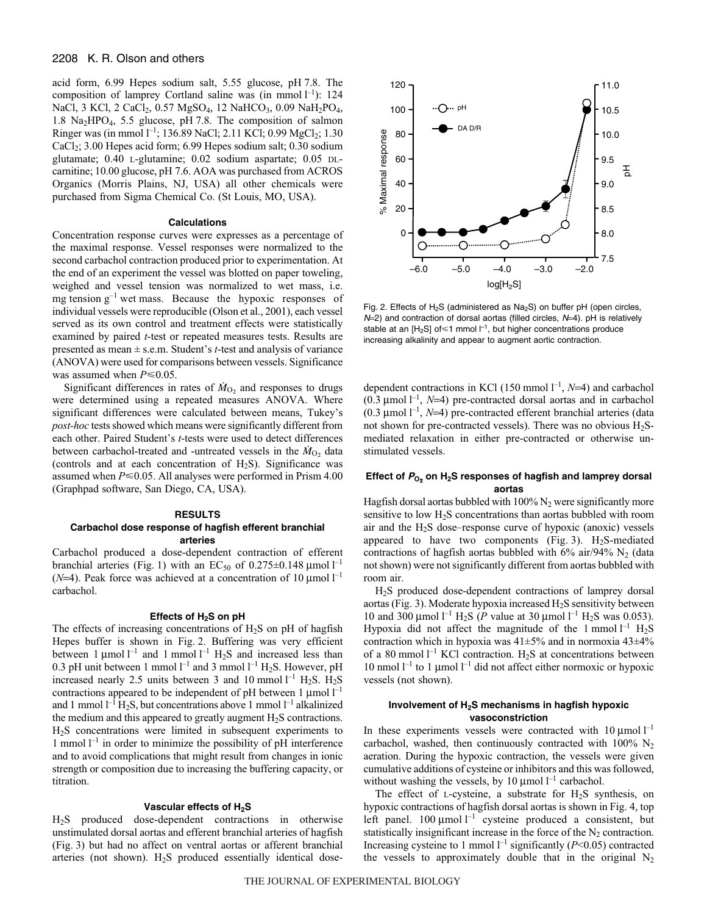acid form, 6.99 Hepes sodium salt, 5.55 glucose, pH 7.8. The composition of lamprey Cortland saline was (in mmol $l^{-1}$): 124 NaCl, 3 KCl, 2 $CaCl_2$, 0.57 $MgSO_4$, 12 $NaHCO_3$, 0.09 $NaH_2PO_4$, 1.8 $Na_2HPO_4$, 5.5 glucose, pH 7.8. The composition of salmon Ringer was (in mmol $l^{-1}$; 136.89 NaCl; 2.11 KCl; 0.99 $MgCl_2$; 1.30 $CaCl_2$; 3.00 Hepes acid form; 6.99 Hepes sodium salt; 0.30 sodium glutamate; 0.40 L-glutamine; 0.02 sodium aspartate; 0.05 DL-carnitine; 10.00 glucose, pH 7.6. AOA was purchased from ACROS Organics (Morris Plains, NJ, USA) all other chemicals were purchased from Sigma Chemical Co. (St Louis, MO, USA).

### Calculations

Concentration response curves were expresses as a percentage of the maximal response. Vessel responses were normalized to the second carbachol contraction produced prior to experimentation. At the end of an experiment the vessel was blotted on paper toweling, weighed and vessel tension was normalized to wet mass, i.e. mg tension $g^{-1}$ wet mass. Because the hypoxic responses of individual vessels were reproducible (Olson et al., 2001), each vessel served as its own control and treatment effects were statistically examined by paired *t*-test or repeated measures tests. Results are presented as mean ± s.e.m. Student's *t*-test and analysis of variance (ANOVA) were used for comparisons between vessels. Significance was assumed when $P \leq 0.05$.

Significant differences in rates of $\dot{M}_{O_2}$ and responses to drugs were determined using a repeated measures ANOVA. Where significant differences were calculated between means, Tukey's *post-hoc* tests showed which means were significantly different from each other. Paired Student's *t*-tests were used to detect differences between carbachol-treated and -untreated vessels in the $\dot{M}_{O_2}$ data (controls and at each concentration of $H_2S$). Significance was assumed when $P \leq 0.05$. All analyses were performed in Prism 4.00 (Graphpad software, San Diego, CA, USA).

## RESULTS

### Carbachol dose response of hagfish efferent branchial arteries

Carbachol produced a dose-dependent contraction of efferent branchial arteries (Fig. 1) with an $EC_{50}$ of 0.275±0.148 μmol $l^{-1}$ ($N$=4). Peak force was achieved at a concentration of 10 μmol $l^{-1}$ carbachol.

### Effects of $H_2S$ on pH

The effects of increasing concentrations of $H_2S$ on pH of hagfish Hepes buffer is shown in Fig. 2. Buffering was very efficient between 1 μmol $l^{-1}$ and 1 mmol $l^{-1}$ $H_2S$ and increased less than 0.3 pH unit between 1 mmol $l^{-1}$ and 3 mmol $l^{-1}$ $H_2S$. However, pH increased nearly 2.5 units between 3 and 10 mmol $l^{-1}$ $H_2S$. $H_2S$ contractions appeared to be independent of pH between 1 μmol $l^{-1}$ and 1 mmol $l^{-1}$ $H_2S$, but concentrations above 1 mmol $l^{-1}$ alkalinized the medium and this appeared to greatly augment $H_2S$ contractions. $H_2S$ concentrations were limited in subsequent experiments to 1 mmol $l^{-1}$ in order to minimize the possibility of pH interference and to avoid complications that might result from changes in ionic strength or composition due to increasing the buffering capacity, or titration.

### Vascular effects of $H_2S$

$H_2S$ produced dose-dependent contractions in otherwise unstimulated dorsal aortas and efferent branchial arteries of hagfish (Fig. 3) but had no affect on ventral aortas or afferent branchial arteries (not shown). $H_2S$ produced essentially identical dose-dependent contractions in KCl (150 mmol $l^{-1}$, $N$=4) and carbachol (0.3 μmol $l^{-1}$, $N$=4) pre-contracted dorsal aortas and in carbachol (0.3 μmol $l^{-1}$, $N$=4) pre-contracted efferent branchial arteries (data not shown for pre-contracted vessels). There was no obvious $H_2S$-mediated relaxation in either pre-contracted or otherwise un-stimulated vessels.

Fig. 2. Effects of $H_2S$ (administered as $Na_2S$) on buffer pH (open circles, $N$=2) and contraction of dorsal aortas (filled circles, $N$=4). pH is relatively stable at an $[H_2S]$ of ≤1 mmol $l^{-1}$, but higher concentrations produce increasing alkalinity and appear to augment aortic contraction.

### Effect of $P_{O_2}$ on $H_2S$ responses of hagfish and lamprey dorsal aortas

Hagfish dorsal aortas bubbled with 100% $N_2$ were significantly more sensitive to low $H_2S$ concentrations than aortas bubbled with room air and the $H_2S$ dose–response curve of hypoxic (anoxic) vessels appeared to have two components (Fig. 3). $H_2S$-mediated contractions of hagfish aortas bubbled with 6% air/94% $N_2$ (data not shown) were not significantly different from aortas bubbled with room air.

$H_2S$ produced dose-dependent contractions of lamprey dorsal aortas (Fig. 3). Moderate hypoxia increased $H_2S$ sensitivity between 10 and 300 μmol $l^{-1}$ $H_2S$ ($P$ value at 30 μmol $l^{-1}$ $H_2S$ was 0.053). Hypoxia did not affect the magnitude of the 1 mmol $l^{-1}$ $H_2S$ contraction which in hypoxia was 41±5% and in normoxia 43±4% of a 80 mmol $l^{-1}$ KCl contraction. $H_2S$ at concentrations between 10 nmol $l^{-1}$ to 1 μmol $l^{-1}$ did not affect either normoxic or hypoxic vessels (not shown).

### Involvement of $H_2S$ mechanisms in hagfish hypoxic vasoconstriction

In these experiments vessels were contracted with 10 μmol $l^{-1}$ carbachol, washed, then continuously contracted with 100% $N_2$ aeration. During the hypoxic contraction, the vessels were given cumulative additions of cysteine or inhibitors and this was followed, without washing the vessels, by 10 μmol $l^{-1}$ carbachol.

The effect of L-cysteine, a substrate for $H_2S$ synthesis, on hypoxic contractions of hagfish dorsal aortas is shown in Fig. 4, top left panel. 100 μmol $l^{-1}$ cysteine produced a consistent, but statistically insignificant increase in the force of the $N_2$ contraction. Increasing cysteine to 1 mmol $l^{-1}$ significantly ($P$<0.05) contracted the vessels to approximately double that in the original $N_2$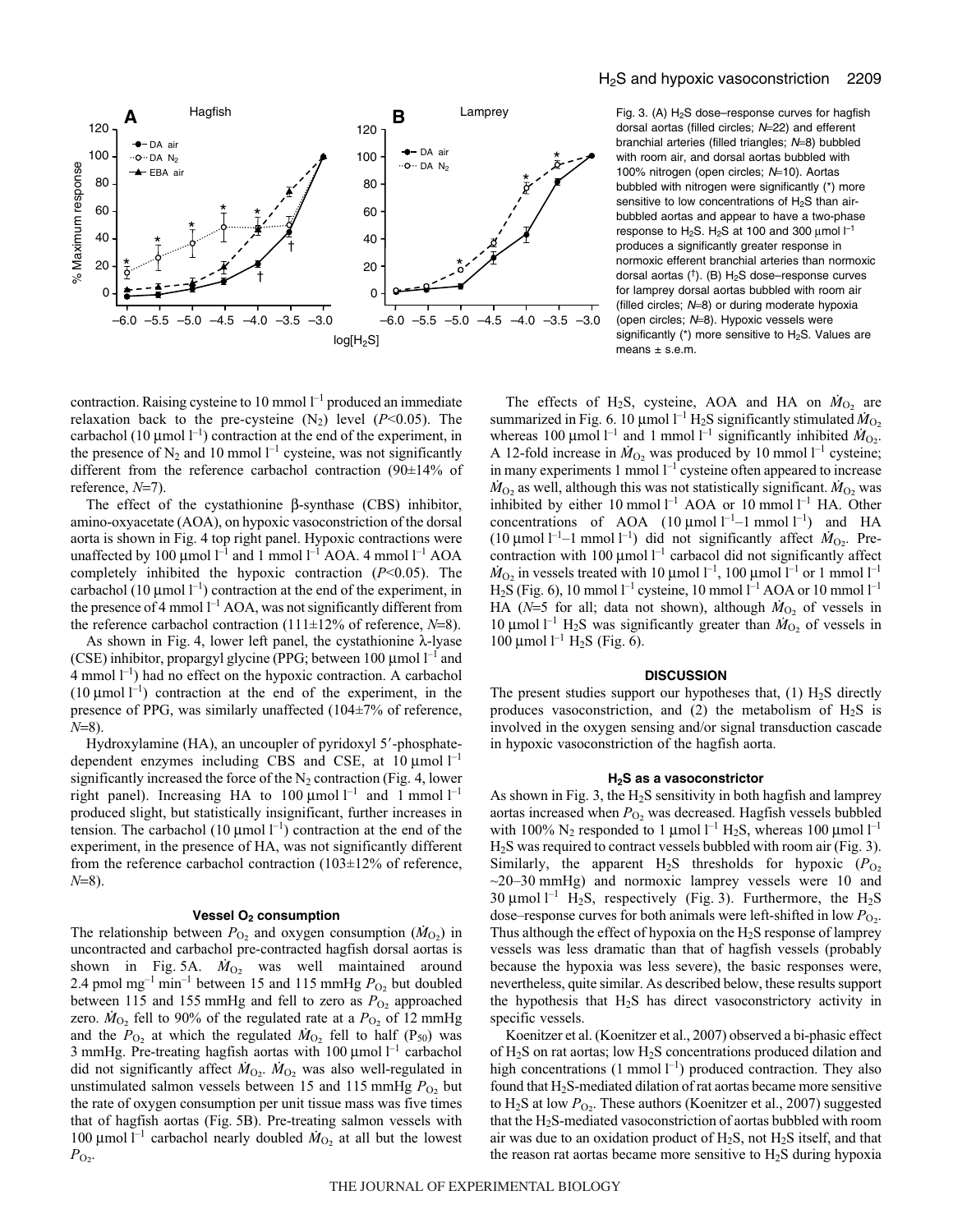Fig. 3. (A) $H_2S$ dose–response curves for hagfish dorsal aortas (filled circles; $N$=22) and efferent branchial arteries (filled triangles; $N$=8) bubbled with room air, and dorsal aortas bubbled with 100% nitrogen (open circles; $N$=10). Aortas bubbled with nitrogen were significantly (*) more sensitive to low concentrations of $H_2S$ than air-bubbled aortas and appear to have a two-phase response to $H_2S$. $H_2S$ at 100 and 300 μmol $l^{-1}$ produces a significantly greater response in normoxic efferent branchial arteries than normoxic dorsal aortas (†). (B) $H_2S$ dose–response curves for lamprey dorsal aortas bubbled with room air (filled circles; $N$=8) or during moderate hypoxia (open circles; $N$=8). Hypoxic vessels were significantly (*) more sensitive to $H_2S$. Values are means ± s.e.m.

contraction. Raising cysteine to 10 mmol $l^{-1}$ produced an immediate relaxation back to the pre-cysteine ($N_2$) level ($P$<0.05). The carbachol (10 μmol $l^{-1}$) contraction at the end of the experiment, in the presence of $N_2$ and 10 mmol $l^{-1}$ cysteine, was not significantly different from the reference carbachol contraction (90±14% of reference, $N$=7).

The effect of the cystathionine β-synthase (CBS) inhibitor, amino-oxyacetate (AOA), on hypoxic vasoconstriction of the dorsal aorta is shown in Fig. 4 top right panel. Hypoxic contractions were unaffected by 100 μmol $l^{-1}$ and 1 mmol $l^{-1}$ AOA. 4 mmol $l^{-1}$ AOA completely inhibited the hypoxic contraction ($P$<0.05). The carbachol (10 μmol $l^{-1}$) contraction at the end of the experiment, in the presence of 4 mmol $l^{-1}$ AOA, was not significantly different from the reference carbachol contraction (111±12% of reference, $N$=8).

As shown in Fig. 4, lower left panel, the cystathionine λ-lyase (CSE) inhibitor, propargyl glycine (PPG; between 100 μmol $l^{-1}$ and 4 mmol $l^{-1}$) had no effect on the hypoxic contraction. A carbachol (10 μmol $l^{-1}$) contraction at the end of the experiment, in the presence of PPG, was similarly unaffected (104±7% of reference, $N$=8).

Hydroxylamine (HA), an uncoupler of pyridoxyl 5′-phosphate-dependent enzymes including CBS and CSE, at 10 μmol $l^{-1}$ significantly increased the force of the $N_2$ contraction (Fig. 4, lower right panel). Increasing HA to 100 μmol $l^{-1}$ and 1 mmol $l^{-1}$ produced slight, but statistically insignificant, further increases in tension. The carbachol (10 μmol $l^{-1}$) contraction at the end of the experiment, in the presence of HA, was not significantly different from the reference carbachol contraction (103±12% of reference, $N$=8).

### Vessel $O_2$ consumption

The relationship between $P_{O_2}$ and oxygen consumption ($\dot{M}_{O_2}$) in uncontracted and carbachol pre-contracted hagfish dorsal aortas is shown in Fig. 5A. $\dot{M}_{O_2}$ was well maintained around 2.4 pmol $mg^{-1}$ $min^{-1}$ between 15 and 115 mmHg $P_{O_2}$ but doubled between 115 and 155 mmHg and fell to zero as $P_{O_2}$ approached zero. $\dot{M}_{O_2}$ fell to 90% of the regulated rate at a $P_{O_2}$ of 12 mmHg and the $P_{O_2}$ at which the regulated $\dot{M}_{O_2}$ fell to half ($P_{50}$) was 3 mmHg. Pre-treating hagfish aortas with 100 μmol $l^{-1}$ carbachol did not significantly affect $\dot{M}_{O_2}$. $\dot{M}_{O_2}$ was also well-regulated in unstimulated salmon vessels between 15 and 115 mmHg $P_{O_2}$ but the rate of oxygen consumption per unit tissue mass was five times that of hagfish aortas (Fig. 5B). Pre-treating salmon vessels with 100 μmol $l^{-1}$ carbachol nearly doubled $\dot{M}_{O_2}$ at all but the lowest $P_{O_2}$.

The effects of $H_2S$, cysteine, AOA and HA on $\dot{M}_{O_2}$ are summarized in Fig. 6. 10 μmol $l^{-1}$ $H_2S$ significantly stimulated $\dot{M}_{O_2}$ whereas 100 μmol $l^{-1}$ and 1 mmol $l^{-1}$ significantly inhibited $\dot{M}_{O_2}$. A 12-fold increase in $\dot{M}_{O_2}$ was produced by 10 mmol $l^{-1}$ cysteine; in many experiments 1 mmol $l^{-1}$ cysteine often appeared to increase $\dot{M}_{O_2}$ as well, although this was not statistically significant. $\dot{M}_{O_2}$ was inhibited by either 10 mmol $l^{-1}$ AOA or 10 mmol $l^{-1}$ HA. Other concentrations of AOA (10 μmol $l^{-1}$–1 mmol $l^{-1}$) and HA (10 μmol $l^{-1}$–1 mmol $l^{-1}$) did not significantly affect $\dot{M}_{O_2}$. Pre-contraction with 100 μmol $l^{-1}$ carbacol did not significantly affect $\dot{M}_{O_2}$ in vessels treated with 10 μmol $l^{-1}$, 100 μmol $l^{-1}$ or 1 mmol $l^{-1}$ $H_2S$ (Fig. 6), 10 mmol $l^{-1}$ cysteine, 10 mmol $l^{-1}$ AOA or 10 mmol $l^{-1}$ HA ($N$=5 for all; data not shown), although $\dot{M}_{O_2}$ of vessels in 10 μmol $l^{-1}$ $H_2S$ was significantly greater than $\dot{M}_{O_2}$ of vessels in 100 μmol $l^{-1}$ $H_2S$ (Fig. 6).

## DISCUSSION

The present studies support our hypotheses that, (1) $H_2S$ directly produces vasoconstriction, and (2) the metabolism of $H_2S$ is involved in the oxygen sensing and/or signal transduction cascade in hypoxic vasoconstriction of the hagfish aorta.

### $H_2S$ as a vasoconstrictor

As shown in Fig. 3, the $H_2S$ sensitivity in both hagfish and lamprey aortas increased when $P_{O_2}$ was decreased. Hagfish vessels bubbled with 100% $N_2$ responded to 1 μmol $l^{-1}$ $H_2S$, whereas 100 μmol $l^{-1}$ $H_2S$ was required to contract vessels bubbled with room air (Fig. 3). Similarly, the apparent $H_2S$ thresholds for hypoxic ($P_{O_2}$ ~20–30 mmHg) and normoxic lamprey vessels were 10 and 30 μmol $l^{-1}$ $H_2S$, respectively (Fig. 3). Furthermore, the $H_2S$ dose–response curves for both animals were left-shifted in low $P_{O_2}$. Thus although the effect of hypoxia on the $H_2S$ response of lamprey vessels was less dramatic than that of hagfish vessels (probably because the hypoxia was less severe), the basic responses were, nevertheless, quite similar. As described below, these results support the hypothesis that $H_2S$ has direct vasoconstrictory activity in specific vessels.

Koenitzer et al. (Koenitzer et al., 2007) observed a bi-phasic effect of $H_2S$ on rat aortas; low $H_2S$ concentrations produced dilation and high concentrations (1 mmol $l^{-1}$) produced contraction. They also found that $H_2S$-mediated dilation of rat aortas became more sensitive to $H_2S$ at low $P_{O_2}$. These authors (Koenitzer et al., 2007) suggested that the $H_2S$-mediated vasoconstriction of aortas bubbled with room air was due to an oxidation product of $H_2S$, not $H_2S$ itself, and that the reason rat aortas became more sensitive to $H_2S$ during hypoxia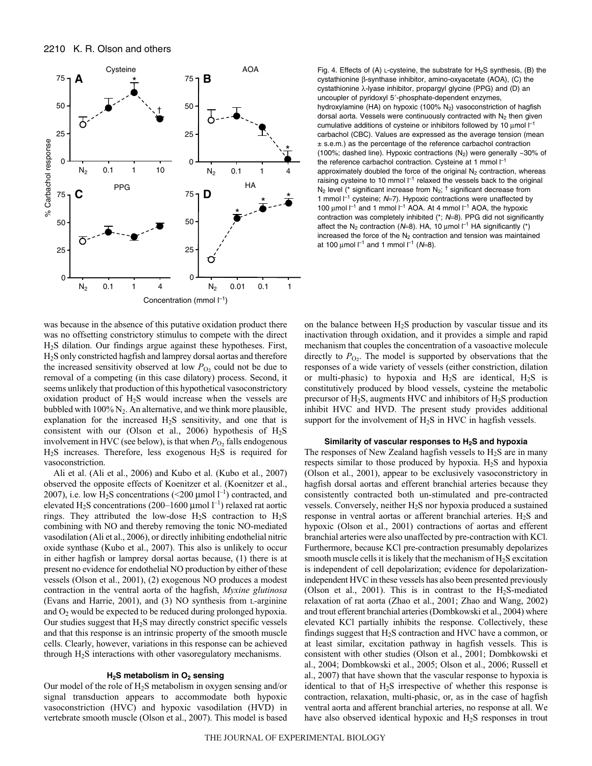Fig. 4. Effects of (A) L-cysteine, the substrate for $H_2S$ synthesis, (B) the cystathionine β-synthase inhibitor, amino-oxyacetate (AOA), (C) the cystathionine λ-lyase inhibitor, propargyl glycine (PPG) and (D) an uncoupler of pyridoxyl 5′-phosphate-dependent enzymes, hydroxylamine (HA) on hypoxic (100% $N_2$) vasoconstriction of hagfish dorsal aorta. Vessels were continuously contracted with $N_2$ then given cumulative additions of cysteine or inhibitors followed by 10 μmol $l^{-1}$ carbachol (CBC). Values are expressed as the average tension (mean ± s.e.m.) as the percentage of the reference carbachol contraction (100%; dashed line). Hypoxic contractions ($N_2$) were generally ~30% of the reference carbachol contraction. Cysteine at 1 mmol $l^{-1}$ approximately doubled the force of the original $N_2$ contraction, whereas raising cysteine to 10 mmol $l^{-1}$ relaxed the vessels back to the original $N_2$ level (* significant increase from $N_2$; † significant decrease from 1 mmol $l^{-1}$ cysteine; *N*=7). Hypoxic contractions were unaffected by 100 μmol $l^{-1}$ and 1 mmol $l^{-1}$ AOA. At 4 mmol $l^{-1}$ AOA, the hypoxic contraction was completely inhibited (*; *N*=8). PPG did not significantly affect the $N_2$ contraction (*N*=8). HA, 10 μmol $l^{-1}$ HA significantly (*) increased the force of the $N_2$ contraction and tension was maintained at 100 μmol $l^{-1}$ and 1 mmol $l^{-1}$ (*N*=8).

was because in the absence of this putative oxidation product there was no offsetting constrictory stimulus to compete with the direct $H_2S$ dilation. Our findings argue against these hypotheses. First, $H_2S$ only constricted hagfish and lamprey dorsal aortas and therefore the increased sensitivity observed at low $P_{O_2}$ could not be due to removal of a competing (in this case dilatory) process. Second, it seems unlikely that production of this hypothetical vasoconstrictory oxidation product of $H_2S$ would increase when the vessels are bubbled with 100% $N_2$. An alternative, and we think more plausible, explanation for the increased $H_2S$ sensitivity, and one that is consistent with our (Olson et al., 2006) hypothesis of $H_2S$ involvement in HVC (see below), is that when $P_{O_2}$ falls endogenous $H_2S$ increases. Therefore, less exogenous $H_2S$ is required for vasoconstriction.

Ali et al. (Ali et al., 2006) and Kubo et al. (Kubo et al., 2007) observed the opposite effects of Koenitzer et al. (Koenitzer et al., 2007), i.e. low $H_2S$ concentrations (<200 μmol $l^{-1}$) contracted, and elevated $H_2S$ concentrations (200–1600 μmol $l^{-1}$) relaxed rat aortic rings. They attributed the low-dose $H_2S$ contraction to $H_2S$ combining with NO and thereby removing the tonic NO-mediated vasodilation (Ali et al., 2006), or directly inhibiting endothelial nitric oxide synthase (Kubo et al., 2007). This also is unlikely to occur in either hagfish or lamprey dorsal aortas because, (1) there is at present no evidence for endothelial NO production by either of these vessels (Olson et al., 2001), (2) exogenous NO produces a modest contraction in the ventral aorta of the hagfish, *Myxine glutinosa* (Evans and Harrie, 2001), and (3) NO synthesis from L-arginine and $O_2$ would be expected to be reduced during prolonged hypoxia. Our studies suggest that $H_2S$ may directly constrict specific vessels and that this response is an intrinsic property of the smooth muscle cells. Clearly, however, variations in this response can be achieved through $H_2S$ interactions with other vasoregulatory mechanisms.

### $H_2S$ metabolism in $O_2$ sensing

Our model of the role of $H_2S$ metabolism in oxygen sensing and/or signal transduction appears to accommodate both hypoxic vasoconstriction (HVC) and hypoxic vasodilation (HVD) in vertebrate smooth muscle (Olson et al., 2007). This model is based on the balance between $H_2S$ production by vascular tissue and its inactivation through oxidation, and it provides a simple and rapid mechanism that couples the concentration of a vasoactive molecule directly to $P_{O_2}$. The model is supported by observations that the responses of a wide variety of vessels (either constriction, dilation or multi-phasic) to hypoxia and $H_2S$ are identical, $H_2S$ is constitutively produced by blood vessels, cysteine the metabolic precursor of $H_2S$, augments HVC and inhibitors of $H_2S$ production inhibit HVC and HVD. The present study provides additional support for the involvement of $H_2S$ in HVC in hagfish vessels.

### Similarity of vascular responses to $H_2S$ and hypoxia

The responses of New Zealand hagfish vessels to $H_2S$ are in many respects similar to those produced by hypoxia. $H_2S$ and hypoxia (Olson et al., 2001), appear to be exclusively vasoconstrictory in hagfish dorsal aortas and efferent branchial arteries because they consistently contracted both un-stimulated and pre-contracted vessels. Conversely, neither $H_2S$ nor hypoxia produced a sustained response in ventral aortas or afferent branchial arteries. $H_2S$ and hypoxic (Olson et al., 2001) contractions of aortas and efferent branchial arteries were also unaffected by pre-contraction with KCl. Furthermore, because KCl pre-contraction presumably depolarizes smooth muscle cells it is likely that the mechanism of $H_2S$ excitation is independent of cell depolarization; evidence for depolarization-independent HVC in these vessels has also been presented previously (Olson et al., 2001). This is in contrast to the $H_2S$-mediated relaxation of rat aorta (Zhao et al., 2001; Zhao and Wang, 2002) and trout efferent branchial arteries (Dombkowski et al., 2004) where elevated KCl partially inhibits the response. Collectively, these findings suggest that $H_2S$ contraction and HVC have a common, or at least similar, excitation pathway in hagfish vessels. This is consistent with other studies (Olson et al., 2001; Dombkowski et al., 2004; Dombkowski et al., 2005; Olson et al., 2006; Russell et al., 2007) that have shown that the vascular response to hypoxia is identical to that of $H_2S$ irrespective of whether this response is contraction, relaxation, multi-phasic, or, as in the case of hagfish ventral aorta and afferent branchial arteries, no response at all. We have also observed identical hypoxic and $H_2S$ responses in trout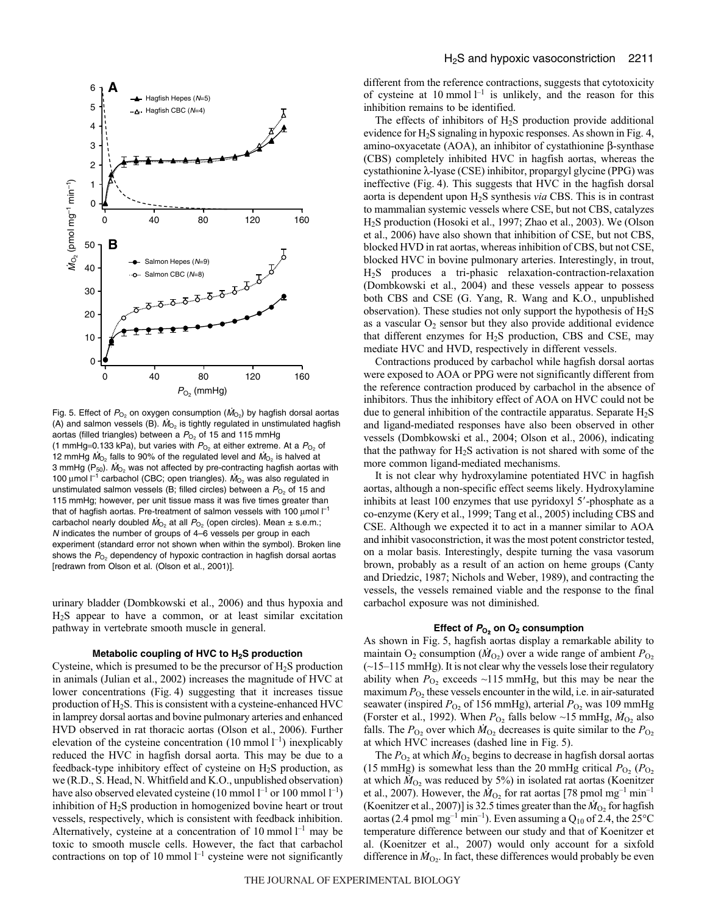Fig. 5. Effect of $P_{O_2}$ on oxygen consumption ($\dot{M}_{O_2}$) by hagfish dorsal aortas (A) and salmon vessels (B). $\dot{M}_{O_2}$ is tightly regulated in unstimulated hagfish aortas (filled triangles) between a $P_{O_2}$ of 15 and 115 mmHg (1 mmHg=0.133 kPa), but varies with $P_{O_2}$ at either extreme. At a $P_{O_2}$ of 12 mmHg $\dot{M}_{O_2}$ falls to 90% of the regulated level and $\dot{M}_{O_2}$ is halved at 3 mmHg ($P_{50}$). $\dot{M}_{O_2}$ was not affected by pre-contracting hagfish aortas with 100 μmol l$^{-1}$ carbachol (CBC; open triangles). $\dot{M}_{O_2}$ was also regulated in unstimulated salmon vessels (B; filled circles) between a $P_{O_2}$ of 15 and 115 mmHg; however, per unit tissue mass it was five times greater than that of hagfish aortas. Pre-treatment of salmon vessels with 100 μmol l$^{-1}$ carbachol nearly doubled $\dot{M}_{O_2}$ at all $P_{O_2}$ (open circles). Mean ± s.e.m.; *N* indicates the number of groups of 4–6 vessels per group in each experiment (standard error not shown when within the symbol). Broken line shows the $P_{O_2}$ dependency of hypoxic contraction in hagfish dorsal aortas [redrawn from Olson et al. (Olson et al., 2001)].

urinary bladder (Dombkowski et al., 2006) and thus hypoxia and $H_2S$ appear to have a common, or at least similar excitation pathway in vertebrate smooth muscle in general.

### Metabolic coupling of HVC to $H_2S$ production

Cysteine, which is presumed to be the precursor of $H_2S$ production in animals (Julian et al., 2002) increases the magnitude of HVC at lower concentrations (Fig. 4) suggesting that it increases tissue production of $H_2S$. This is consistent with a cysteine-enhanced HVC in lamprey dorsal aortas and bovine pulmonary arteries and enhanced HVD observed in rat thoracic aortas (Olson et al., 2006). Further elevation of the cysteine concentration (10 mmol l$^{-1}$) inexplicably reduced the HVC in hagfish dorsal aorta. This may be due to a feedback-type inhibitory effect of cysteine on $H_2S$ production, as we (R.D., S. Head, N. Whitfield and K.O., unpublished observation) have also observed elevated cysteine (10 mmol l$^{-1}$ or 100 mmol l$^{-1}$) inhibition of $H_2S$ production in homogenized bovine heart or trout vessels, respectively, which is consistent with feedback inhibition. Alternatively, cysteine at a concentration of 10 mmol l$^{-1}$ may be toxic to smooth muscle cells. However, the fact that carbachol contractions on top of 10 mmol l$^{-1}$ cysteine were not significantly different from the reference contractions, suggests that cytotoxicity of cysteine at 10 mmol l$^{-1}$ is unlikely, and the reason for this inhibition remains to be identified.

The effects of inhibitors of $H_2S$ production provide additional evidence for $H_2S$ signaling in hypoxic responses. As shown in Fig. 4, amino-oxyacetate (AOA), an inhibitor of cystathionine β-synthase (CBS) completely inhibited HVC in hagfish aortas, whereas the cystathionine λ-lyase (CSE) inhibitor, propargyl glycine (PPG) was ineffective (Fig. 4). This suggests that HVC in the hagfish dorsal aorta is dependent upon $H_2S$ synthesis *via* CBS. This is in contrast to mammalian systemic vessels where CSE, but not CBS, catalyzes $H_2S$ production (Hosoki et al., 1997; Zhao et al., 2003). We (Olson et al., 2006) have also shown that inhibition of CSE, but not CBS, blocked HVD in rat aortas, whereas inhibition of CBS, but not CSE, blocked HVC in bovine pulmonary arteries. Interestingly, in trout, $H_2S$ produces a tri-phasic relaxation-contraction-relaxation (Dombkowski et al., 2004) and these vessels appear to possess both CBS and CSE (G. Yang, R. Wang and K.O., unpublished observation). These studies not only support the hypothesis of $H_2S$ as a vascular $O_2$ sensor but they also provide additional evidence that different enzymes for $H_2S$ production, CBS and CSE, may mediate HVC and HVD, respectively in different vessels.

Contractions produced by carbachol while hagfish dorsal aortas were exposed to AOA or PPG were not significantly different from the reference contraction produced by carbachol in the absence of inhibitors. Thus the inhibitory effect of AOA on HVC could not be due to general inhibition of the contractile apparatus. Separate $H_2S$ and ligand-mediated responses have also been observed in other vessels (Dombkowski et al., 2004; Olson et al., 2006), indicating that the pathway for $H_2S$ activation is not shared with some of the more common ligand-mediated mechanisms.

It is not clear why hydroxylamine potentiated HVC in hagfish aortas, although a non-specific effect seems likely. Hydroxylamine inhibits at least 100 enzymes that use pyridoxyl 5′-phosphate as a co-enzyme (Kery et al., 1999; Tang et al., 2005) including CBS and CSE. Although we expected it to act in a manner similar to AOA and inhibit vasoconstriction, it was the most potent constrictor tested, on a molar basis. Interestingly, despite turning the vasa vasorum brown, probably as a result of an action on heme groups (Canty and Driedzic, 1987; Nichols and Weber, 1989), and contracting the vessels, the vessels remained viable and the response to the final carbachol exposure was not diminished.

### Effect of $P_{O_2}$ on $O_2$ consumption

As shown in Fig. 5, hagfish aortas display a remarkable ability to maintain $O_2$ consumption ($\dot{M}_{O_2}$) over a wide range of ambient $P_{O_2}$ (~15–115 mmHg). It is not clear why the vessels lose their regulatory ability when $P_{O_2}$ exceeds ~115 mmHg, but this may be near the maximum $P_{O_2}$ these vessels encounter in the wild, i.e. in air-saturated seawater (inspired $P_{O_2}$ of 156 mmHg), arterial $P_{O_2}$ was 109 mmHg (Forster et al., 1992). When $P_{O_2}$ falls below ~15 mmHg, $\dot{M}_{O_2}$ also falls. The $P_{O_2}$ over which $\dot{M}_{O_2}$ decreases is quite similar to the $P_{O_2}$ at which HVC increases (dashed line in Fig. 5).

The $P_{O_2}$ at which $\dot{M}_{O_2}$ begins to decrease in hagfish dorsal aortas (15 mmHg) is somewhat less than the 20 mmHg critical $P_{O_2}$ ($P_{O_2}$ at which $\dot{M}_{O_2}$ was reduced by 5%) in isolated rat aortas (Koenitzer et al., 2007). However, the $\dot{M}_{O_2}$ for rat aortas [78 pmol mg$^{-1}$ min$^{-1}$ (Koenitzer et al., 2007)] is 32.5 times greater than the $\dot{M}_{O_2}$ for hagfish aortas (2.4 pmol mg$^{-1}$ min$^{-1}$). Even assuming a $Q_{10}$ of 2.4, the 25°C temperature difference between our study and that of Koenitzer et al. (Koenitzer et al., 2007) would only account for a sixfold difference in $\dot{M}_{O_2}$. In fact, these differences would probably be even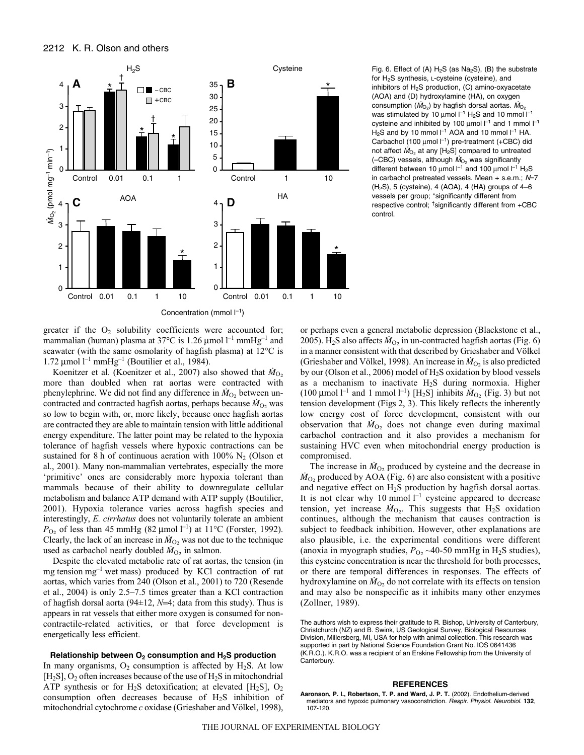Fig. 6. Effect of (A) $H_2S$ (as $Na_2S$), (B) the substrate for $H_2S$ synthesis, L-cysteine (cysteine), and inhibitors of $H_2S$ production, (C) amino-oxyacetate (AOA) and (D) hydroxylamine (HA), on oxygen consumption ($\dot{M}_{O_2}$) by hagfish dorsal aortas. $\dot{M}_{O_2}$ was stimulated by 10 μmol $l^{-1}$ $H_2S$ and 10 mmol $l^{-1}$ cysteine and inhibited by 100 μmol $l^{-1}$ and 1 mmol $l^{-1}$ $H_2S$ and by 10 mmol $l^{-1}$ AOA and 10 mmol $l^{-1}$ HA. Carbachol (100 μmol $l^{-1}$) pre-treatment (+CBC) did not affect $\dot{M}_{O_2}$ at any [$H_2S$] compared to untreated (–CBC) vessels, although $\dot{M}_{O_2}$ was significantly different between 10 μmol $l^{-1}$ and 100 μmol $l^{-1}$ $H_2S$ in carbachol pretreated vessels. Mean + s.e.m.; $N$=7 ($H_2S$), 5 (cysteine), 4 (AOA), 4 (HA) groups of 4–6 vessels per group; *significantly different from respective control; †significantly different from +CBC control.

greater if the $O_2$ solubility coefficients were accounted for; mammalian (human) plasma at 37°C is 1.26 μmol $l^{-1}$ $mmHg^{-1}$ and seawater (with the same osmolarity of hagfish plasma) at 12°C is 1.72 μmol $l^{-1}$ $mmHg^{-1}$ (Boutilier et al., 1984).

Koenitzer et al. (Koenitzer et al., 2007) also showed that $\dot{M}_{O_2}$ more than doubled when rat aortas were contracted with phenylephrine. We did not find any difference in $\dot{M}_{O_2}$ between un-contracted and contracted hagfish aortas, perhaps because $\dot{M}_{O_2}$ was so low to begin with, or, more likely, because once hagfish aortas are contracted they are able to maintain tension with little additional energy expenditure. The latter point may be related to the hypoxia tolerance of hagfish vessels where hypoxic contractions can be sustained for 8 h of continuous aeration with 100% $N_2$ (Olson et al., 2001). Many non-mammalian vertebrates, especially the more 'primitive' ones are considerably more hypoxia tolerant than mammals because of their ability to downregulate cellular metabolism and balance ATP demand with ATP supply (Boutilier, 2001). Hypoxia tolerance varies across hagfish species and interestingly, *E. cirrhatus* does not voluntarily tolerate an ambient $P_{O_2}$ of less than 45 mmHg (82 μmol $l^{-1}$) at 11°C (Forster, 1992). Clearly, the lack of an increase in $\dot{M}_{O_2}$ was not due to the technique used as carbachol nearly doubled $\dot{M}_{O_2}$ in salmon.

Despite the elevated metabolic rate of rat aortas, the tension (in mg tension $mg^{-1}$ wet mass) produced by KCl contraction of rat aortas, which varies from 240 (Olson et al., 2001) to 720 (Resende et al., 2004) is only 2.5–7.5 times greater than a KCl contraction of hagfish dorsal aorta (94±12, $N$=4; data from this study). Thus is appears in rat vessels that either more oxygen is consumed for non-contractile-related activities, or that force development is energetically less efficient.

### Relationship between $O_2$ consumption and $H_2S$ production

In many organisms, $O_2$ consumption is affected by $H_2S$. At low [$H_2S$], $O_2$ often increases because of the use of $H_2S$ in mitochondrial ATP synthesis or for $H_2S$ detoxification; at elevated [$H_2S$], $O_2$ consumption often decreases because of $H_2S$ inhibition of mitochondrial cytochrome *c* oxidase (Grieshaber and Völkel, 1998), or perhaps even a general metabolic depression (Blackstone et al., 2005). $H_2S$ also affects $\dot{M}_{O_2}$ in un-contracted hagfish aortas (Fig. 6) in a manner consistent with that described by Grieshaber and Völkel (Grieshaber and Völkel, 1998). An increase in $\dot{M}_{O_2}$ is also predicted by our (Olson et al., 2006) model of $H_2S$ oxidation by blood vessels as a mechanism to inactivate $H_2S$ during normoxia. Higher (100 μmol $l^{-1}$ and 1 mmol $l^{-1}$) [$H_2S$] inhibits $\dot{M}_{O_2}$ (Fig. 3) but not tension development (Figs 2, 3). This likely reflects the inherently low energy cost of force development, consistent with our observation that $\dot{M}_{O_2}$ does not change even during maximal carbachol contraction and it also provides a mechanism for sustaining HVC even when mitochondrial energy production is compromised.

The increase in $\dot{M}_{O_2}$ produced by cysteine and the decrease in $\dot{M}_{O_2}$ produced by AOA (Fig. 6) are also consistent with a positive and negative effect on $H_2S$ production by hagfish dorsal aortas. It is not clear why 10 mmol $l^{-1}$ cysteine appeared to decrease tension, yet increase $\dot{M}_{O_2}$. This suggests that $H_2S$ oxidation continues, although the mechanism that causes contraction is subject to feedback inhibition. However, other explanations are also plausible, i.e. the experimental conditions were different (anoxia in myograph studies, $P_{O_2}$ ~40-50 mmHg in $H_2S$ studies), this cysteine concentration is near the threshold for both processes, or there are temporal differences in responses. The effects of hydroxylamine on $\dot{M}_{O_2}$ do not correlate with its effects on tension and may also be nonspecific as it inhibits many other enzymes (Zollner, 1989).

The authors wish to express their gratitude to R. Bishop, University of Canterbury, Christchurch (NZ) and B. Swink, US Geological Survey, Biological Resources Division, Millersberg, MI, USA for help with animal collection. This research was supported in part by National Science Foundation Grant No. IOS 0641436 (K.R.O.). K.R.O. was a recipient of an Erskine Fellowship from the University of Canterbury.

## REFERENCES

**Aaronson, P. I., Robertson, T. P. and Ward, J. P. T.** (2002). Endothelium-derived mediators and hypoxic pulmonary vasoconstriction. *Respir. Physiol. Neurobiol.* **132**, 107-120.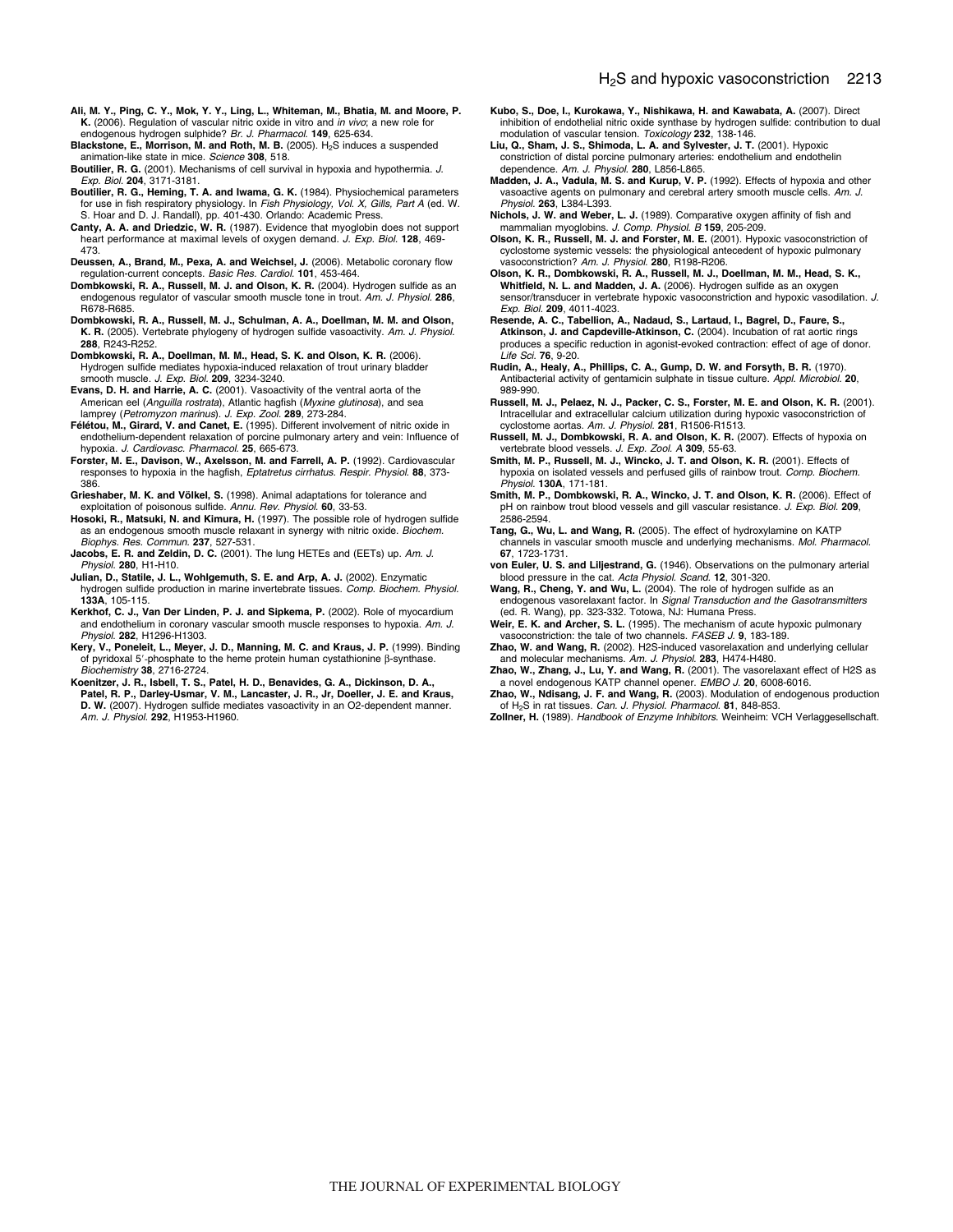**Ali, M. Y., Ping, C. Y., Mok, Y. Y., Ling, L., Whiteman, M., Bhatia, M. and Moore, P. K.** (2006). Regulation of vascular nitric oxide in vitro and *in vivo*; a new role for endogenous hydrogen sulphide? *Br. J. Pharmacol.* **149**, 625-634.

**Blackstone, E., Morrison, M. and Roth, M. B.** (2005). $H_2S$ induces a suspended animation-like state in mice. *Science* **308**, 518.

**Boutilier, R. G.** (2001). Mechanisms of cell survival in hypoxia and hypothermia. *J. Exp. Biol.* **204**, 3171-3181.

**Boutilier, R. G., Heming, T. A. and Iwama, G. K.** (1984). Physiochemical parameters for use in fish respiratory physiology. In *Fish Physiology, Vol. X, Gills, Part A* (ed. W. S. Hoar and D. J. Randall), pp. 401-430. Orlando: Academic Press.

**Canty, A. A. and Driedzic, W. R.** (1987). Evidence that myoglobin does not support heart performance at maximal levels of oxygen demand. *J. Exp. Biol.* **128**, 469-473.

**Deussen, A., Brand, M., Pexa, A. and Weichsel, J.** (2006). Metabolic coronary flow regulation-current concepts. *Basic Res. Cardiol.* **101**, 453-464.

**Dombkowski, R. A., Russell, M. J. and Olson, K. R.** (2004). Hydrogen sulfide as an endogenous regulator of vascular smooth muscle tone in trout. *Am. J. Physiol.* **286**, R678-R685.

**Dombkowski, R. A., Russell, M. J., Schulman, A. A., Doellman, M. M. and Olson, K. R.** (2005). Vertebrate phylogeny of hydrogen sulfide vasoactivity. *Am. J. Physiol.* **288**, R243-R252.

**Dombkowski, R. A., Doellman, M. M., Head, S. K. and Olson, K. R.** (2006). Hydrogen sulfide mediates hypoxia-induced relaxation of trout urinary bladder smooth muscle. *J. Exp. Biol.* **209**, 3234-3240.

**Evans, D. H. and Harrie, A. C.** (2001). Vasoactivity of the ventral aorta of the American eel (*Anguilla rostrata*), Atlantic hagfish (*Myxine glutinosa*), and sea lamprey (*Petromyzon marinus*). *J. Exp. Zool.* **289**, 273-284.

**Félétou, M., Girard, V. and Canet, E.** (1995). Different involvement of nitric oxide in endothelium-dependent relaxation of porcine pulmonary artery and vein: Influence of hypoxia. *J. Cardiovasc. Pharmacol.* **25**, 665-673.

**Forster, M. E., Davison, W., Axelsson, M. and Farrell, A. P.** (1992). Cardiovascular responses to hypoxia in the hagfish, *Eptatretus cirrhatus*. *Respir. Physiol.* **88**, 373-386.

**Grieshaber, M. K. and Völkel, S.** (1998). Animal adaptations for tolerance and exploitation of poisonous sulfide. *Annu. Rev. Physiol.* **60**, 33-53.

**Hosoki, R., Matsuki, N. and Kimura, H.** (1997). The possible role of hydrogen sulfide as an endogenous smooth muscle relaxant in synergy with nitric oxide. *Biochem. Biophys. Res. Commun.* **237**, 527-531.

**Jacobs, E. R. and Zeldin, D. C.** (2001). The lung HETEs and (EETs) up. *Am. J. Physiol.* **280**, H1-H10.

**Julian, D., Statile, J. L., Wohlgemuth, S. E. and Arp, A. J.** (2002). Enzymatic hydrogen sulfide production in marine invertebrate tissues. *Comp. Biochem. Physiol.* **133A**, 105-115.

**Kerkhof, C. J., Van Der Linden, P. J. and Sipkema, P.** (2002). Role of myocardium and endothelium in coronary vascular smooth muscle responses to hypoxia. *Am. J. Physiol.* **282**, H1296-H1303.

**Kery, V., Poneleit, L., Meyer, J. D., Manning, M. C. and Kraus, J. P.** (1999). Binding of pyridoxal 5′-phosphate to the heme protein human cystathionine β-synthase. *Biochemistry* **38**, 2716-2724.

**Koenitzer, J. R., Isbell, T. S., Patel, H. D., Benavides, G. A., Dickinson, D. A., Patel, R. P., Darley-Usmar, V. M., Lancaster, J. R., Jr, Doeller, J. E. and Kraus, D. W.** (2007). Hydrogen sulfide mediates vasoactivity in an O2-dependent manner. *Am. J. Physiol.* **292**, H1953-H1960.

**Kubo, S., Doe, I., Kurokawa, Y., Nishikawa, H. and Kawabata, A.** (2007). Direct inhibition of endothelial nitric oxide synthase by hydrogen sulfide: contribution to dual modulation of vascular tension. *Toxicology* **232**, 138-146.

**Liu, Q., Sham, J. S., Shimoda, L. A. and Sylvester, J. T.** (2001). Hypoxic constriction of distal porcine pulmonary arteries: endothelium and endothelin dependence. *Am. J. Physiol.* **280**, L856-L865.

**Madden, J. A., Vadula, M. S. and Kurup, V. P.** (1992). Effects of hypoxia and other vasoactive agents on pulmonary and cerebral artery smooth muscle cells. *Am. J. Physiol.* **263**, L384-L393.

**Nichols, J. W. and Weber, L. J.** (1989). Comparative oxygen affinity of fish and mammalian myoglobins. *J. Comp. Physiol. B* **159**, 205-209.

**Olson, K. R., Russell, M. J. and Forster, M. E.** (2001). Hypoxic vasoconstriction of cyclostome systemic vessels: the physiological antecedent of hypoxic pulmonary vasoconstriction? *Am. J. Physiol.* **280**, R198-R206.

**Olson, K. R., Dombkowski, R. A., Russell, M. J., Doellman, M. M., Head, S. K., Whitfield, N. L. and Madden, J. A.** (2006). Hydrogen sulfide as an oxygen sensor/transducer in vertebrate hypoxic vasoconstriction and hypoxic vasodilation. *J. Exp. Biol.* **209**, 4011-4023.

**Resende, A. C., Tabellion, A., Nadaud, S., Lartaud, I., Bagrel, D., Faure, S., Atkinson, J. and Capdeville-Atkinson, C.** (2004). Incubation of rat aortic rings produces a specific reduction in agonist-evoked contraction: effect of age of donor. *Life Sci.* **76**, 9-20.

**Rudin, A., Healy, A., Phillips, C. A., Gump, D. W. and Forsyth, B. R.** (1970). Antibacterial activity of gentamicin sulphate in tissue culture. *Appl. Microbiol.* **20**, 989-990.

**Russell, M. J., Pelaez, N. J., Packer, C. S., Forster, M. E. and Olson, K. R.** (2001). Intracellular and extracellular calcium utilization during hypoxic vasoconstriction of cyclostome aortas. *Am. J. Physiol.* **281**, R1506-R1513.

**Russell, M. J., Dombkowski, R. A. and Olson, K. R.** (2007). Effects of hypoxia on vertebrate blood vessels. *J. Exp. Zool. A* **309**, 55-63.

**Smith, M. P., Russell, M. J., Wincko, J. T. and Olson, K. R.** (2001). Effects of hypoxia on isolated vessels and perfused gills of rainbow trout. *Comp. Biochem. Physiol.* **130A**, 171-181.

**Smith, M. P., Dombkowski, R. A., Wincko, J. T. and Olson, K. R.** (2006). Effect of pH on rainbow trout blood vessels and gill vascular resistance. *J. Exp. Biol.* **209**, 2586-2594.

**Tang, G., Wu, L. and Wang, R.** (2005). The effect of hydroxylamine on KATP channels in vascular smooth muscle and underlying mechanisms. *Mol. Pharmacol.* **67**, 1723-1731.

**von Euler, U. S. and Liljestrand, G.** (1946). Observations on the pulmonary arterial blood pressure in the cat. *Acta Physiol. Scand.* **12**, 301-320.

**Wang, R., Cheng, Y. and Wu, L.** (2004). The role of hydrogen sulfide as an endogenous vasorelaxant factor. In *Signal Transduction and the Gasotransmitters* (ed. R. Wang), pp. 323-332. Totowa, NJ: Humana Press.

**Weir, E. K. and Archer, S. L.** (1995). The mechanism of acute hypoxic pulmonary vasoconstriction: the tale of two channels. *FASEB J.* **9**, 183-189.

**Zhao, W. and Wang, R.** (2002). H2S-induced vasorelaxation and underlying cellular and molecular mechanisms. *Am. J. Physiol.* **283**, H474-H480.

**Zhao, W., Zhang, J., Lu, Y. and Wang, R.** (2001). The vasorelaxant effect of H2S as a novel endogenous KATP channel opener. *EMBO J.* **20**, 6008-6016.

**Zhao, W., Ndisang, J. F. and Wang, R.** (2003). Modulation of endogenous production of $H_2S$ in rat tissues. *Can. J. Physiol. Pharmacol.* **81**, 848-853.

**Zollner, H.** (1989). *Handbook of Enzyme Inhibitors*. Weinheim: VCH Verlaggesellschaft.